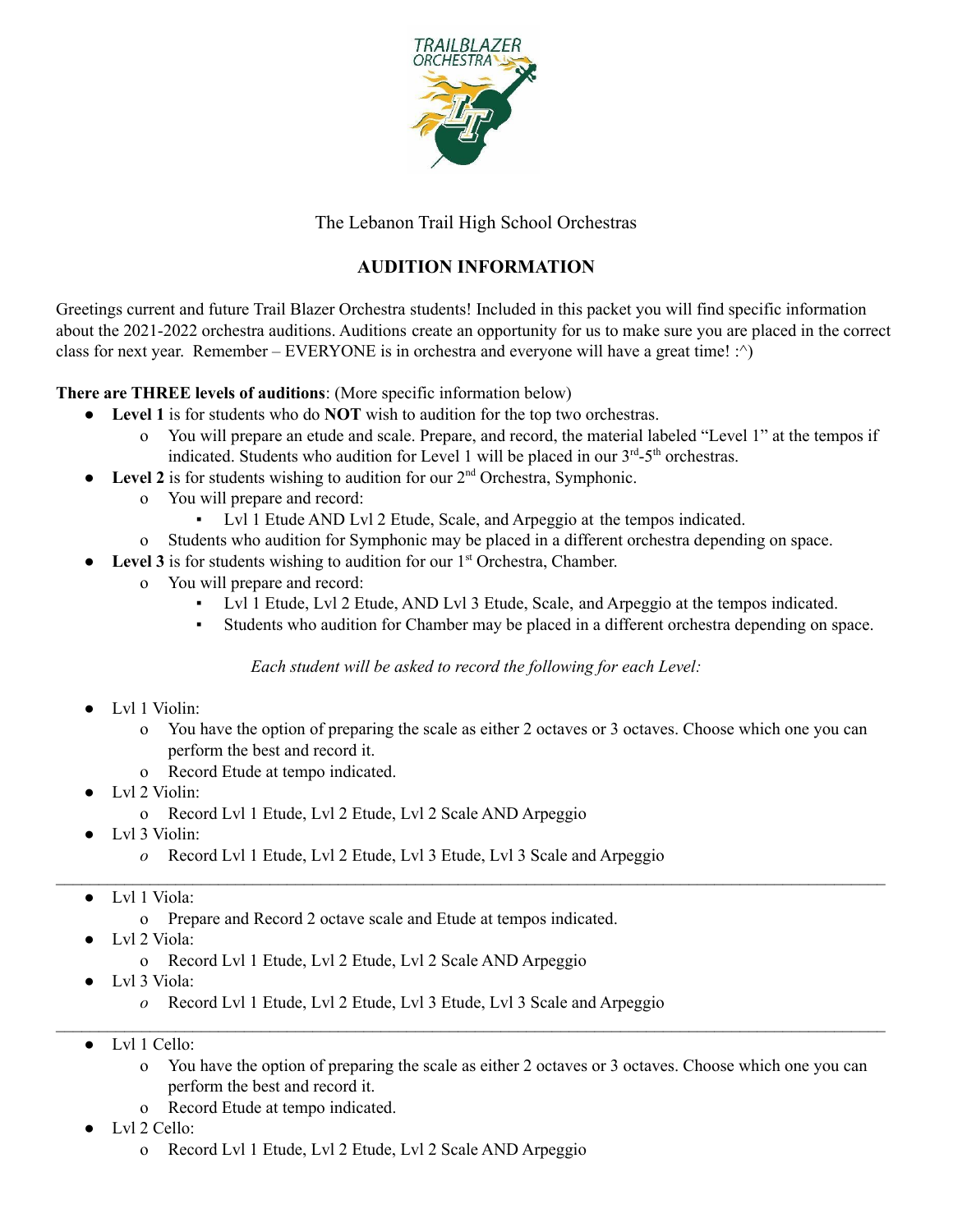The Lebanon Trail High School Orchestras

## AUDITION INFORMATION

Greetings current and future Trail Blazer Orchestra students! Included in this packet you will find specific information about the 2021-2022 orchestra auditions. Auditions create an opportunity for us to make sure you are placed in the correct class for next year. Remember – EVERYONE is in orchestra and everyone will have a great time! :^)

**There are THREE levels of auditions**: (More specific information below)

- **Level 1** is for students who do **NOT** wish to audition for the top two orchestras.
  - You will prepare an etude and scale. Prepare, and record, the material labeled "Level 1" at the tempos if indicated. Students who audition for Level 1 will be placed in our 3rd-5th orchestras.
- **Level 2** is for students wishing to audition for our 2nd Orchestra, Symphonic.
  - You will prepare and record:
    - Lvl 1 Etude AND Lvl 2 Etude, Scale, and Arpeggio at the tempos indicated.
  - Students who audition for Symphonic may be placed in a different orchestra depending on space.
- **Level 3** is for students wishing to audition for our 1st Orchestra, Chamber.
  - You will prepare and record:
    - Lvl 1 Etude, Lvl 2 Etude, AND Lvl 3 Etude, Scale, and Arpeggio at the tempos indicated.
    - Students who audition for Chamber may be placed in a different orchestra depending on space.

*Each student will be asked to record the following for each Level:*

- Lvl 1 Violin:
  - You have the option of preparing the scale as either 2 octaves or 3 octaves. Choose which one you can perform the best and record it.
  - Record Etude at tempo indicated.
- Lvl 2 Violin:
  - Record Lvl 1 Etude, Lvl 2 Etude, Lvl 2 Scale AND Arpeggio
- Lvl 3 Violin:
  - Record Lvl 1 Etude, Lvl 2 Etude, Lvl 3 Etude, Lvl 3 Scale and Arpeggio

---

- Lvl 1 Viola:
  - Prepare and Record 2 octave scale and Etude at tempos indicated.
- Lvl 2 Viola:
  - Record Lvl 1 Etude, Lvl 2 Etude, Lvl 2 Scale AND Arpeggio
- Lvl 3 Viola:
  - Record Lvl 1 Etude, Lvl 2 Etude, Lvl 3 Etude, Lvl 3 Scale and Arpeggio

---

- Lvl 1 Cello:
  - You have the option of preparing the scale as either 2 octaves or 3 octaves. Choose which one you can perform the best and record it.
  - Record Etude at tempo indicated.
- Lvl 2 Cello:
  - Record Lvl 1 Etude, Lvl 2 Etude, Lvl 2 Scale AND Arpeggio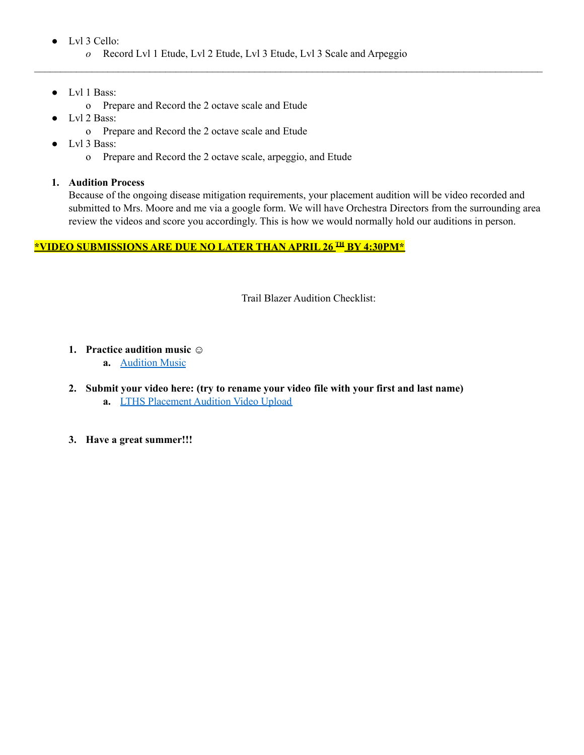- Lvl 3 Cello:
  - Record Lvl 1 Etude, Lvl 2 Etude, Lvl 3 Etude, Lvl 3 Scale and Arpeggio

---

- Lvl 1 Bass:
  - Prepare and Record the 2 octave scale and Etude
- Lvl 2 Bass:
  - Prepare and Record the 2 octave scale and Etude
- Lvl 3 Bass:
  - Prepare and Record the 2 octave scale, arpeggio, and Etude

1. **Audition Process**
   Because of the ongoing disease mitigation requirements, your placement audition will be video recorded and submitted to Mrs. Moore and me via a google form. We will have Orchestra Directors from the surrounding area review the videos and score you accordingly. This is how we would normally hold our auditions in person.

**\*VIDEO SUBMISSIONS ARE DUE NO LATER THAN APRIL 26 TH BY 4:30PM\***

Trail Blazer Audition Checklist:

1. **Practice audition music** ☺
   a. Audition Music
2. **Submit your video here: (try to rename your video file with your first and last name)**
   a. LTHS Placement Audition Video Upload
3. **Have a great summer!!!**